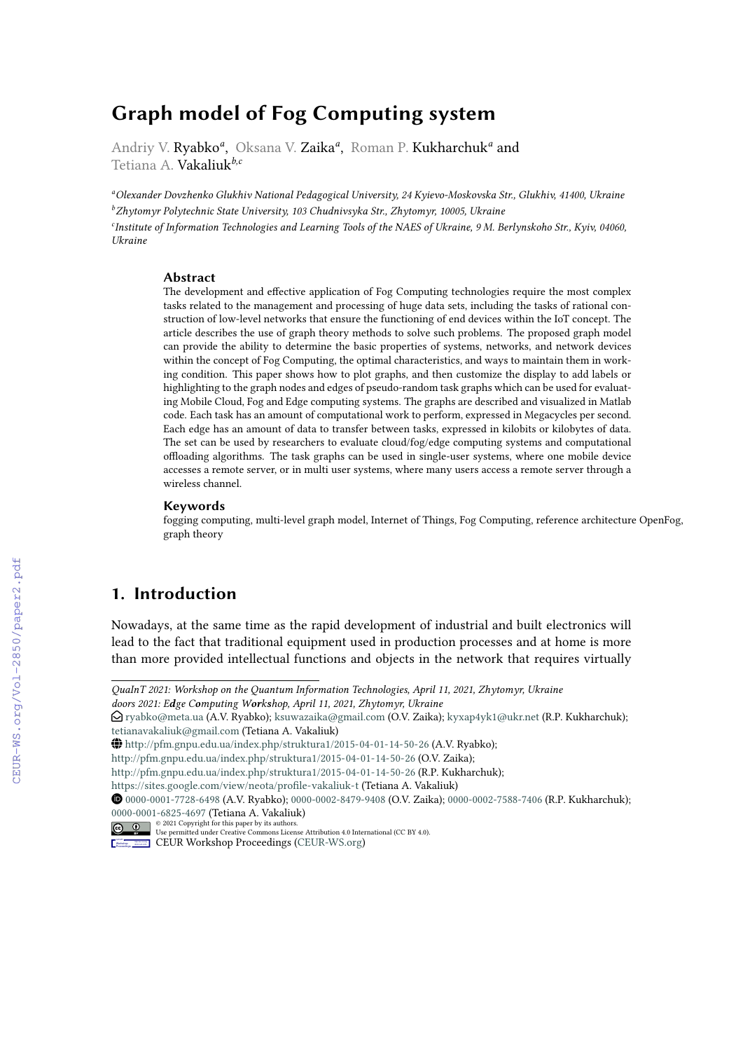# Graph model of Fog Computing system

Andriy V. Ryabko[a], Oksana V. Zaika[a], Roman P. Kukharchuk[a] and Tetiana A. Vakaliuk[b,c]

[a]Olexander Dovzhenko Glukhiv National Pedagogical University, 24 Kyievo-Moskovska Str., Glukhiv, 41400, Ukraine
[b]Zhytomyr Polytechnic State University, 103 Chudnivsyka Str., Zhytomyr, 10005, Ukraine
[c]Institute of Information Technologies and Learning Tools of the NAES of Ukraine, 9 M. Berlynskoho Str., Kyiv, 04060, Ukraine

### Abstract

The development and effective application of Fog Computing technologies require the most complex tasks related to the management and processing of huge data sets, including the tasks of rational construction of low-level networks that ensure the functioning of end devices within the IoT concept. The article describes the use of graph theory methods to solve such problems. The proposed graph model can provide the ability to determine the basic properties of systems, networks, and network devices within the concept of Fog Computing, the optimal characteristics, and ways to maintain them in working condition. This paper shows how to plot graphs, and then customize the display to add labels or highlighting to the graph nodes and edges of pseudo-random task graphs which can be used for evaluating Mobile Cloud, Fog and Edge computing systems. The graphs are described and visualized in Matlab code. Each task has an amount of computational work to perform, expressed in Megacycles per second. Each edge has an amount of data to transfer between tasks, expressed in kilobits or kilobytes of data. The set can be used by researchers to evaluate cloud/fog/edge computing systems and computational offloading algorithms. The task graphs can be used in single-user systems, where one mobile device accesses a remote server, or in multi user systems, where many users access a remote server through a wireless channel.

### Keywords

fogging computing, multi-level graph model, Internet of Things, Fog Computing, reference architecture OpenFog, graph theory

## 1. Introduction

Nowadays, at the same time as the rapid development of industrial and built electronics will lead to the fact that traditional equipment used in production processes and at home is more than more provided intellectual functions and objects in the network that requires virtually

---

*QuaInT 2021: Workshop on the Quantum Information Technologies, April 11, 2021, Zhytomyr, Ukraine*
*doors 2021: Edge Computing Workshop, April 11, 2021, Zhytomyr, Ukraine*

ryabko@meta.ua (A.V. Ryabko); ksuwazaika@gmail.com (O.V. Zaika); kyxap4yk1@ukr.net (R.P. Kukharchuk); tetianavakaliuk@gmail.com (Tetiana A. Vakaliuk)

http://pfm.gnpu.edu.ua/index.php/struktura1/2015-04-01-14-50-26 (A.V. Ryabko);
http://pfm.gnpu.edu.ua/index.php/struktura1/2015-04-01-14-50-26 (O.V. Zaika);
http://pfm.gnpu.edu.ua/index.php/struktura1/2015-04-01-14-50-26 (R.P. Kukharchuk);
https://sites.google.com/view/neota/profile-vakaliuk-t (Tetiana A. Vakaliuk)

0000-0001-7728-6498 (A.V. Ryabko); 0000-0002-8479-9408 (O.V. Zaika); 0000-0002-7588-7406 (R.P. Kukharchuk); 0000-0001-6825-4697 (Tetiana A. Vakaliuk)

© 2021 Copyright for this paper by its authors. Use permitted under Creative Commons License Attribution 4.0 International (CC BY 4.0).

CEUR Workshop Proceedings (CEUR-WS.org)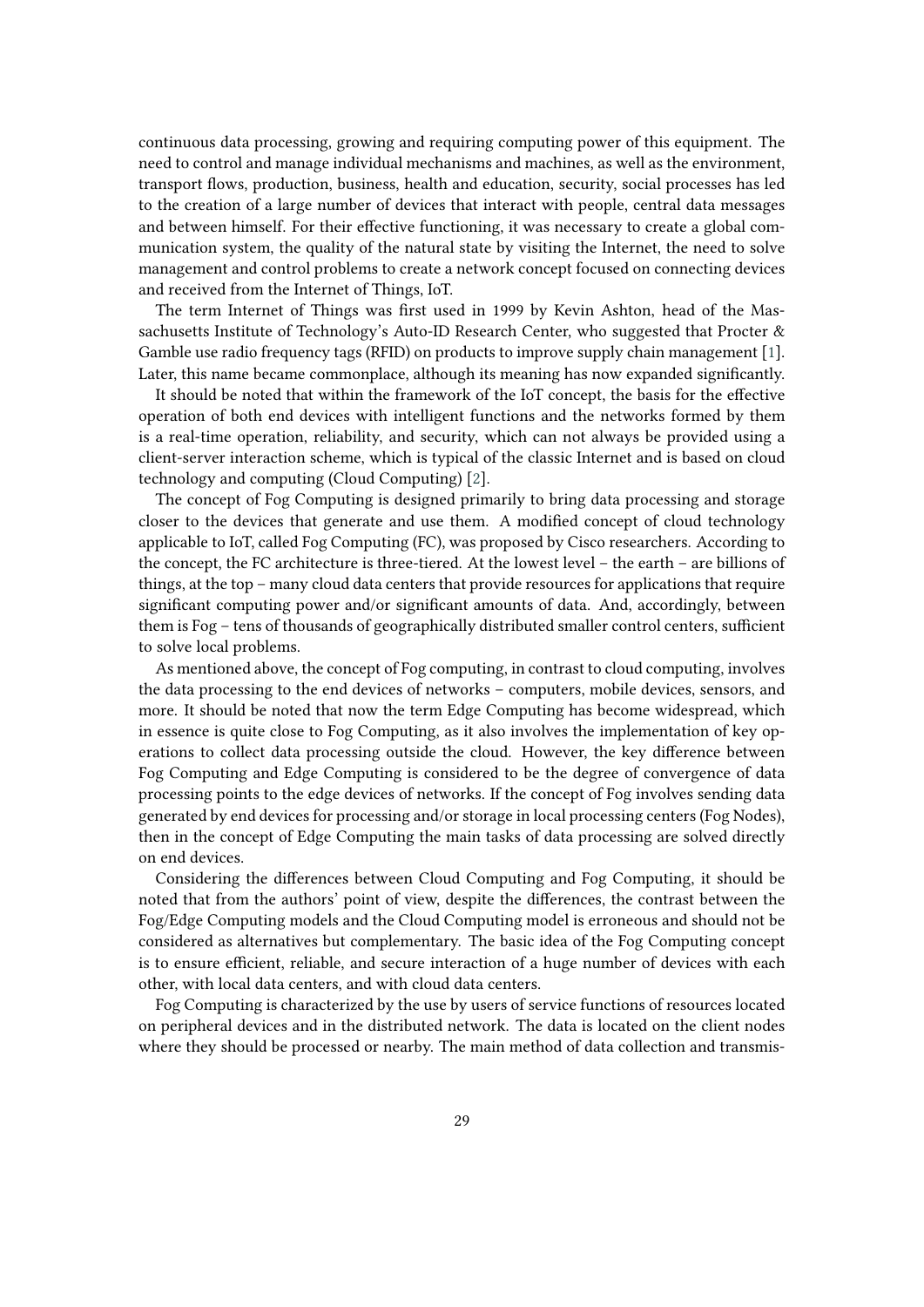continuous data processing, growing and requiring computing power of this equipment. The need to control and manage individual mechanisms and machines, as well as the environment, transport flows, production, business, health and education, security, social processes has led to the creation of a large number of devices that interact with people, central data messages and between himself. For their effective functioning, it was necessary to create a global communication system, the quality of the natural state by visiting the Internet, the need to solve management and control problems to create a network concept focused on connecting devices and received from the Internet of Things, IoT.

The term Internet of Things was first used in 1999 by Kevin Ashton, head of the Massachusetts Institute of Technology's Auto-ID Research Center, who suggested that Procter & Gamble use radio frequency tags (RFID) on products to improve supply chain management [1]. Later, this name became commonplace, although its meaning has now expanded significantly.

It should be noted that within the framework of the IoT concept, the basis for the effective operation of both end devices with intelligent functions and the networks formed by them is a real-time operation, reliability, and security, which can not always be provided using a client-server interaction scheme, which is typical of the classic Internet and is based on cloud technology and computing (Cloud Computing) [2].

The concept of Fog Computing is designed primarily to bring data processing and storage closer to the devices that generate and use them. A modified concept of cloud technology applicable to IoT, called Fog Computing (FC), was proposed by Cisco researchers. According to the concept, the FC architecture is three-tiered. At the lowest level – the earth – are billions of things, at the top – many cloud data centers that provide resources for applications that require significant computing power and/or significant amounts of data. And, accordingly, between them is Fog – tens of thousands of geographically distributed smaller control centers, sufficient to solve local problems.

As mentioned above, the concept of Fog computing, in contrast to cloud computing, involves the data processing to the end devices of networks – computers, mobile devices, sensors, and more. It should be noted that now the term Edge Computing has become widespread, which in essence is quite close to Fog Computing, as it also involves the implementation of key operations to collect data processing outside the cloud. However, the key difference between Fog Computing and Edge Computing is considered to be the degree of convergence of data processing points to the edge devices of networks. If the concept of Fog involves sending data generated by end devices for processing and/or storage in local processing centers (Fog Nodes), then in the concept of Edge Computing the main tasks of data processing are solved directly on end devices.

Considering the differences between Cloud Computing and Fog Computing, it should be noted that from the authors' point of view, despite the differences, the contrast between the Fog/Edge Computing models and the Cloud Computing model is erroneous and should not be considered as alternatives but complementary. The basic idea of the Fog Computing concept is to ensure efficient, reliable, and secure interaction of a huge number of devices with each other, with local data centers, and with cloud data centers.

Fog Computing is characterized by the use by users of service functions of resources located on peripheral devices and in the distributed network. The data is located on the client nodes where they should be processed or nearby. The main method of data collection and transmis-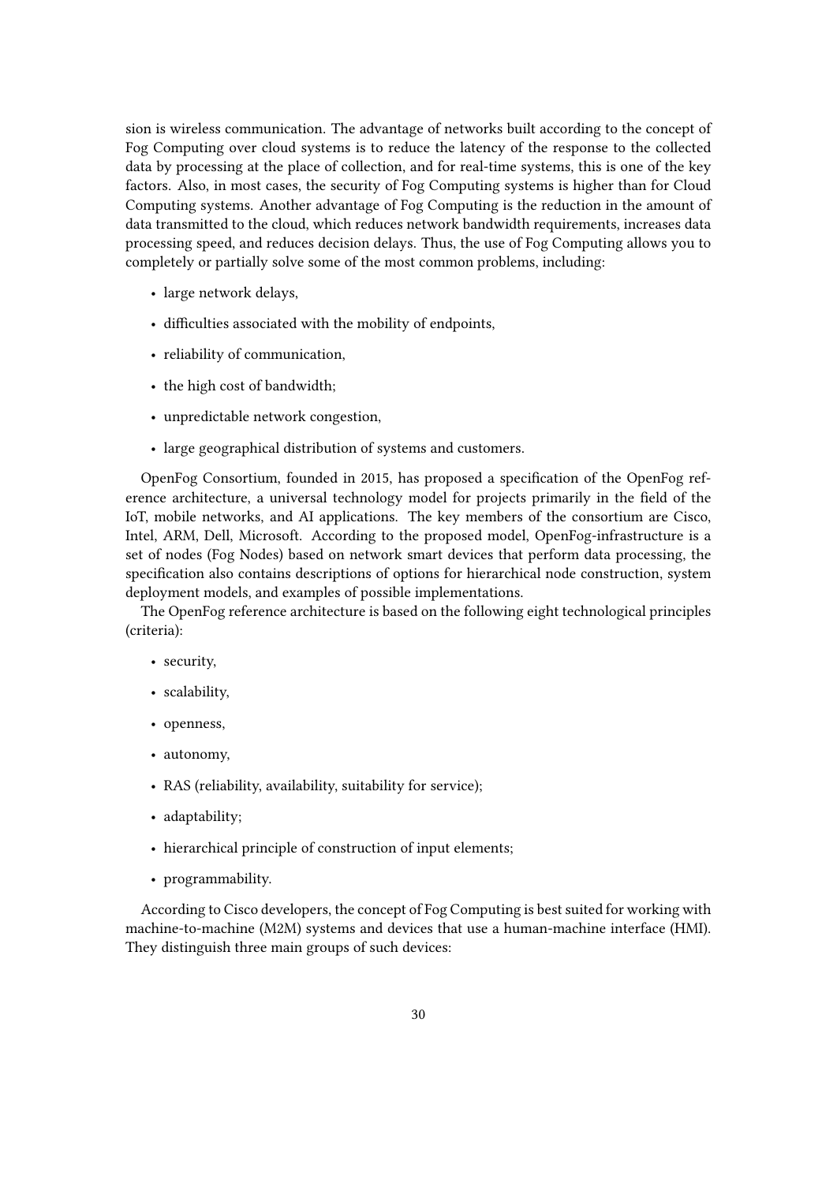sion is wireless communication. The advantage of networks built according to the concept of Fog Computing over cloud systems is to reduce the latency of the response to the collected data by processing at the place of collection, and for real-time systems, this is one of the key factors. Also, in most cases, the security of Fog Computing systems is higher than for Cloud Computing systems. Another advantage of Fog Computing is the reduction in the amount of data transmitted to the cloud, which reduces network bandwidth requirements, increases data processing speed, and reduces decision delays. Thus, the use of Fog Computing allows you to completely or partially solve some of the most common problems, including:

- large network delays,
- difficulties associated with the mobility of endpoints,
- reliability of communication,
- the high cost of bandwidth;
- unpredictable network congestion,
- large geographical distribution of systems and customers.

OpenFog Consortium, founded in 2015, has proposed a specification of the OpenFog reference architecture, a universal technology model for projects primarily in the field of the IoT, mobile networks, and AI applications. The key members of the consortium are Cisco, Intel, ARM, Dell, Microsoft. According to the proposed model, OpenFog-infrastructure is a set of nodes (Fog Nodes) based on network smart devices that perform data processing, the specification also contains descriptions of options for hierarchical node construction, system deployment models, and examples of possible implementations.

The OpenFog reference architecture is based on the following eight technological principles (criteria):

- security,
- scalability,
- openness,
- autonomy,
- RAS (reliability, availability, suitability for service);
- adaptability;
- hierarchical principle of construction of input elements;
- programmability.

According to Cisco developers, the concept of Fog Computing is best suited for working with machine-to-machine (M2M) systems and devices that use a human-machine interface (HMI). They distinguish three main groups of such devices: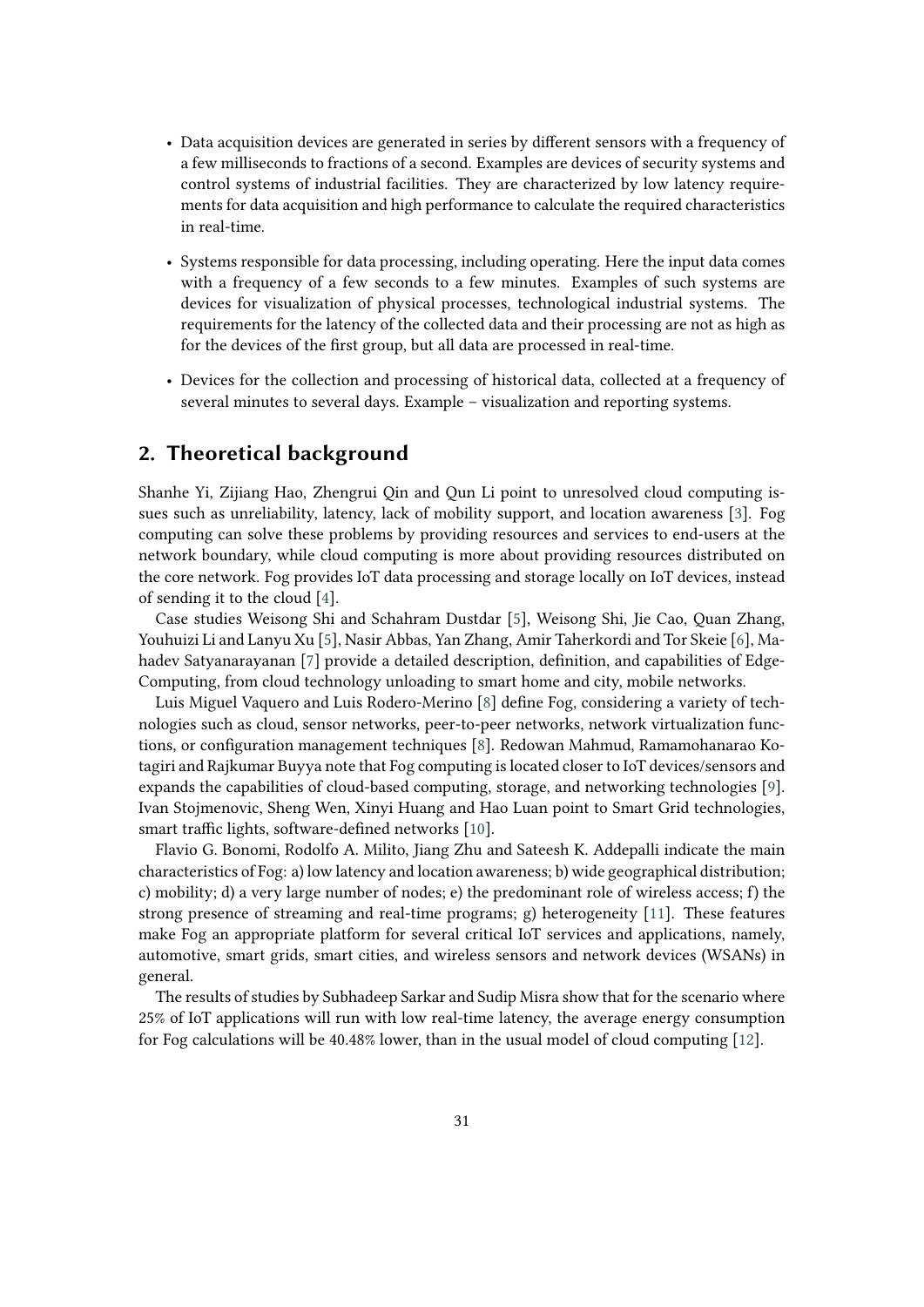- Data acquisition devices are generated in series by different sensors with a frequency of a few milliseconds to fractions of a second. Examples are devices of security systems and control systems of industrial facilities. They are characterized by low latency requirements for data acquisition and high performance to calculate the required characteristics in real-time.
- Systems responsible for data processing, including operating. Here the input data comes with a frequency of a few seconds to a few minutes. Examples of such systems are devices for visualization of physical processes, technological industrial systems. The requirements for the latency of the collected data and their processing are not as high as for the devices of the first group, but all data are processed in real-time.
- Devices for the collection and processing of historical data, collected at a frequency of several minutes to several days. Example – visualization and reporting systems.

## 2. Theoretical background

Shanhe Yi, Zijiang Hao, Zhengrui Qin and Qun Li point to unresolved cloud computing issues such as unreliability, latency, lack of mobility support, and location awareness [3]. Fog computing can solve these problems by providing resources and services to end-users at the network boundary, while cloud computing is more about providing resources distributed on the core network. Fog provides IoT data processing and storage locally on IoT devices, instead of sending it to the cloud [4].

Case studies Weisong Shi and Schahram Dustdar [5], Weisong Shi, Jie Cao, Quan Zhang, Youhuizi Li and Lanyu Xu [5], Nasir Abbas, Yan Zhang, Amir Taherkordi and Tor Skeie [6], Mahadev Satyanarayanan [7] provide a detailed description, definition, and capabilities of Edge-Computing, from cloud technology unloading to smart home and city, mobile networks.

Luis Miguel Vaquero and Luis Rodero-Merino [8] define Fog, considering a variety of technologies such as cloud, sensor networks, peer-to-peer networks, network virtualization functions, or configuration management techniques [8]. Redowan Mahmud, Ramamohanarao Kotagiri and Rajkumar Buyya note that Fog computing is located closer to IoT devices/sensors and expands the capabilities of cloud-based computing, storage, and networking technologies [9]. Ivan Stojmenovic, Sheng Wen, Xinyi Huang and Hao Luan point to Smart Grid technologies, smart traffic lights, software-defined networks [10].

Flavio G. Bonomi, Rodolfo A. Milito, Jiang Zhu and Sateesh K. Addepalli indicate the main characteristics of Fog: a) low latency and location awareness; b) wide geographical distribution; c) mobility; d) a very large number of nodes; e) the predominant role of wireless access; f) the strong presence of streaming and real-time programs; g) heterogeneity [11]. These features make Fog an appropriate platform for several critical IoT services and applications, namely, automotive, smart grids, smart cities, and wireless sensors and network devices (WSANs) in general.

The results of studies by Subhadeep Sarkar and Sudip Misra show that for the scenario where 25% of IoT applications will run with low real-time latency, the average energy consumption for Fog calculations will be 40.48% lower, than in the usual model of cloud computing [12].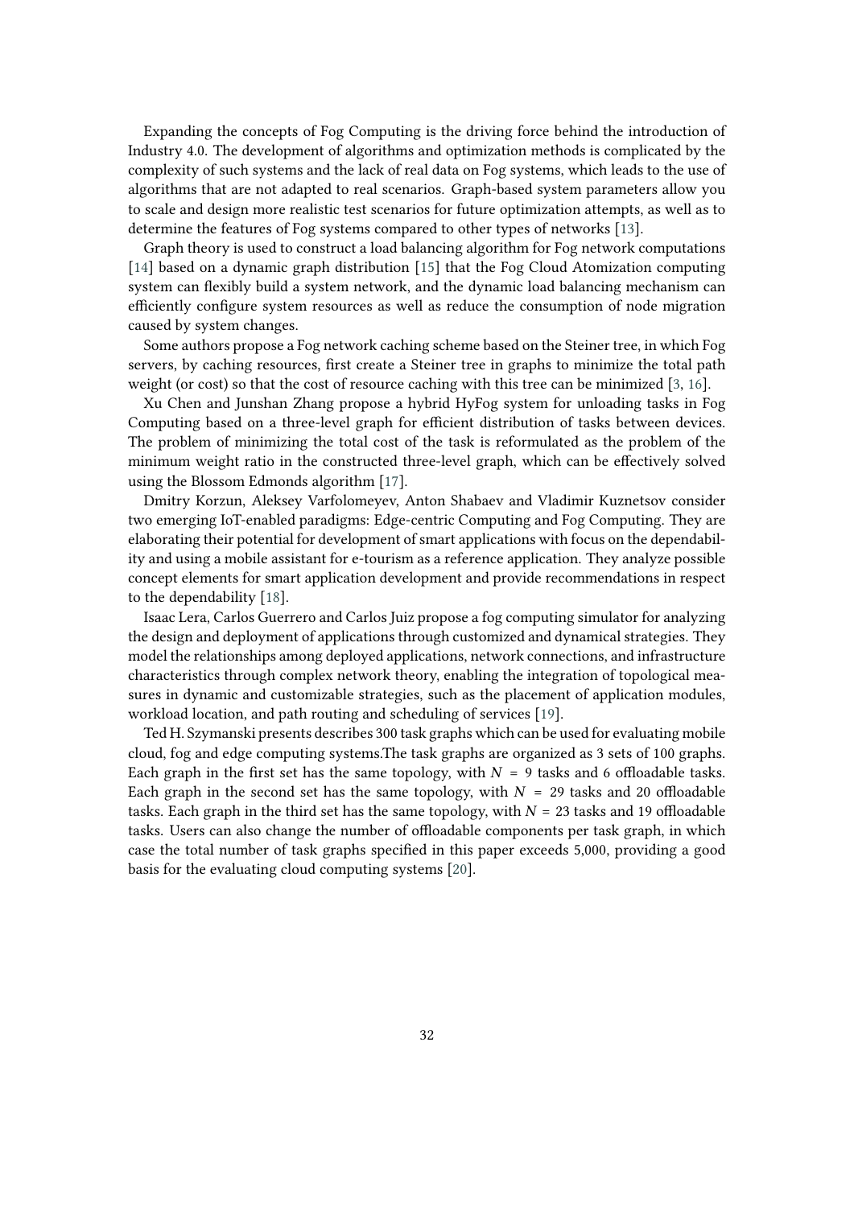Expanding the concepts of Fog Computing is the driving force behind the introduction of Industry 4.0. The development of algorithms and optimization methods is complicated by the complexity of such systems and the lack of real data on Fog systems, which leads to the use of algorithms that are not adapted to real scenarios. Graph-based system parameters allow you to scale and design more realistic test scenarios for future optimization attempts, as well as to determine the features of Fog systems compared to other types of networks [13].

Graph theory is used to construct a load balancing algorithm for Fog network computations [14] based on a dynamic graph distribution [15] that the Fog Cloud Atomization computing system can flexibly build a system network, and the dynamic load balancing mechanism can efficiently configure system resources as well as reduce the consumption of node migration caused by system changes.

Some authors propose a Fog network caching scheme based on the Steiner tree, in which Fog servers, by caching resources, first create a Steiner tree in graphs to minimize the total path weight (or cost) so that the cost of resource caching with this tree can be minimized [3, 16].

Xu Chen and Junshan Zhang propose a hybrid HyFog system for unloading tasks in Fog Computing based on a three-level graph for efficient distribution of tasks between devices. The problem of minimizing the total cost of the task is reformulated as the problem of the minimum weight ratio in the constructed three-level graph, which can be effectively solved using the Blossom Edmonds algorithm [17].

Dmitry Korzun, Aleksey Varfolomeyev, Anton Shabaev and Vladimir Kuznetsov consider two emerging IoT-enabled paradigms: Edge-centric Computing and Fog Computing. They are elaborating their potential for development of smart applications with focus on the dependability and using a mobile assistant for e-tourism as a reference application. They analyze possible concept elements for smart application development and provide recommendations in respect to the dependability [18].

Isaac Lera, Carlos Guerrero and Carlos Juiz propose a fog computing simulator for analyzing the design and deployment of applications through customized and dynamical strategies. They model the relationships among deployed applications, network connections, and infrastructure characteristics through complex network theory, enabling the integration of topological measures in dynamic and customizable strategies, such as the placement of application modules, workload location, and path routing and scheduling of services [19].

Ted H. Szymanski presents describes 300 task graphs which can be used for evaluating mobile cloud, fog and edge computing systems.The task graphs are organized as 3 sets of 100 graphs. Each graph in the first set has the same topology, with $N = 9$ tasks and 6 offloadable tasks. Each graph in the second set has the same topology, with $N = 29$ tasks and 20 offloadable tasks. Each graph in the third set has the same topology, with $N = 23$ tasks and 19 offloadable tasks. Users can also change the number of offloadable components per task graph, in which case the total number of task graphs specified in this paper exceeds 5,000, providing a good basis for the evaluating cloud computing systems [20].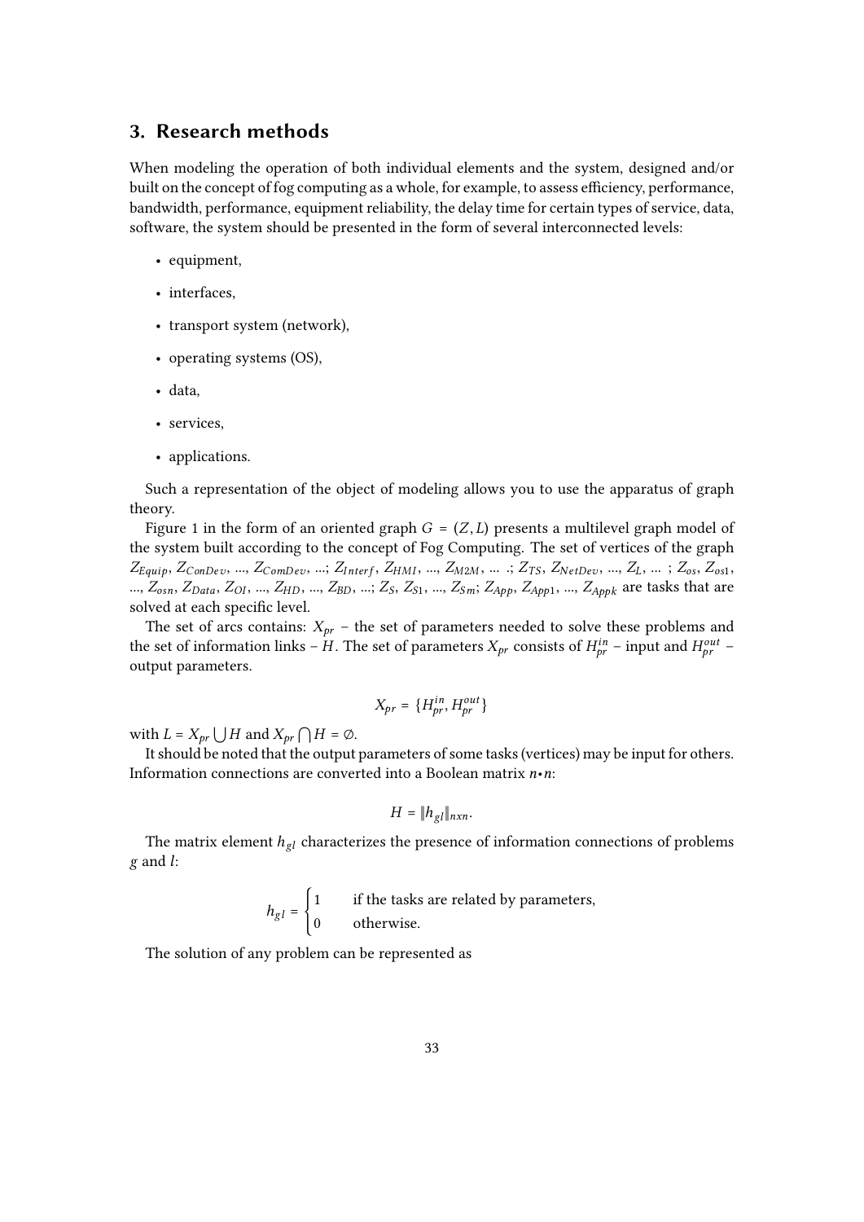## 3. Research methods

When modeling the operation of both individual elements and the system, designed and/or built on the concept of fog computing as a whole, for example, to assess efficiency, performance, bandwidth, performance, equipment reliability, the delay time for certain types of service, data, software, the system should be presented in the form of several interconnected levels:

- equipment,
- interfaces,
- transport system (network),
- operating systems (OS),
- data,
- services,
- applications.

Such a representation of the object of modeling allows you to use the apparatus of graph theory.

Figure 1 in the form of an oriented graph $G = (Z, L)$ presents a multilevel graph model of the system built according to the concept of Fog Computing. The set of vertices of the graph $Z_{Equip}$, $Z_{ConDev}$, ..., $Z_{ComDev}$, ...; $Z_{Interf}$, $Z_{HMI}$, ..., $Z_{M2M}$, ... .; $Z_{TS}$, $Z_{NetDev}$, ..., $Z_L$, ... ; $Z_{os}$, $Z_{os1}$, ..., $Z_{osn}$, $Z_{Data}$, $Z_{OI}$, ..., $Z_{HD}$, ..., $Z_{BD}$, ...; $Z_S$, $Z_{S1}$, ..., $Z_{Sm}$; $Z_{App}$, $Z_{App1}$, ..., $Z_{Appk}$ are tasks that are solved at each specific level.

The set of arcs contains: $X_{pr}$ – the set of parameters needed to solve these problems and the set of information links – $H$. The set of parameters $X_{pr}$ consists of $H_{pr}^{in}$ – input and $H_{pr}^{out}$ – output parameters.

$$X_{pr} = \{H_{pr}^{in}, H_{pr}^{out}\}$$

with $L = X_{pr} \bigcup H$ and $X_{pr} \bigcap H = \emptyset$.

It should be noted that the output parameters of some tasks (vertices) may be input for others. Information connections are converted into a Boolean matrix $n{\bullet}n$:

$$H = \|h_{gl}\|_{nxn}.$$

The matrix element $h_{gl}$ characterizes the presence of information connections of problems $g$ and $l$:

$$h_{gl} = \begin{cases} 1 & \text{if the tasks are related by parameters,} \\ 0 & \text{otherwise.} \end{cases}$$

The solution of any problem can be represented as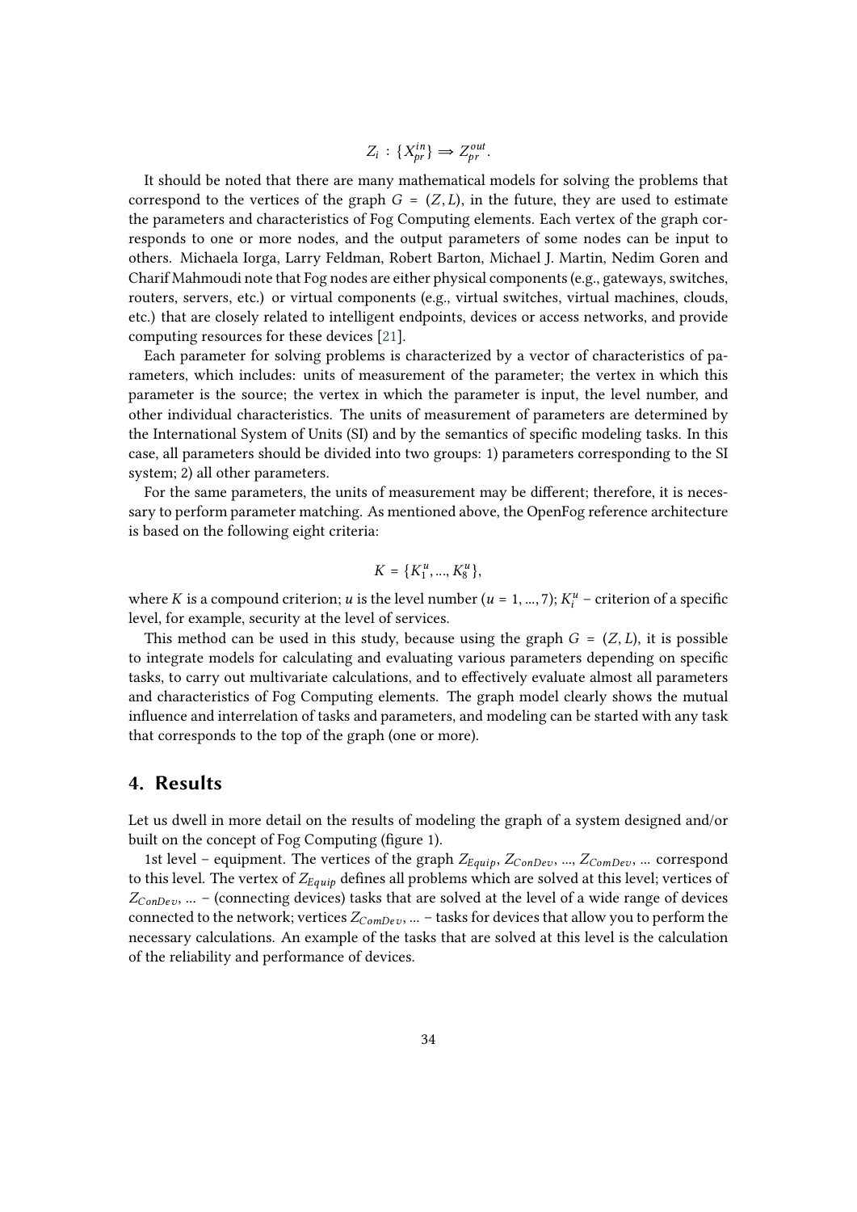$$Z_i : \{X_{pr}^{in}\} \Longrightarrow Z_{pr}^{out}.$$

It should be noted that there are many mathematical models for solving the problems that correspond to the vertices of the graph $G = (Z, L)$, in the future, they are used to estimate the parameters and characteristics of Fog Computing elements. Each vertex of the graph corresponds to one or more nodes, and the output parameters of some nodes can be input to others. Michaela Iorga, Larry Feldman, Robert Barton, Michael J. Martin, Nedim Goren and Charif Mahmoudi note that Fog nodes are either physical components (e.g., gateways, switches, routers, servers, etc.) or virtual components (e.g., virtual switches, virtual machines, clouds, etc.) that are closely related to intelligent endpoints, devices or access networks, and provide computing resources for these devices [21].

Each parameter for solving problems is characterized by a vector of characteristics of parameters, which includes: units of measurement of the parameter; the vertex in which this parameter is the source; the vertex in which the parameter is input, the level number, and other individual characteristics. The units of measurement of parameters are determined by the International System of Units (SI) and by the semantics of specific modeling tasks. In this case, all parameters should be divided into two groups: 1) parameters corresponding to the SI system; 2) all other parameters.

For the same parameters, the units of measurement may be different; therefore, it is necessary to perform parameter matching. As mentioned above, the OpenFog reference architecture is based on the following eight criteria:

$$K = \{K_1^u, ..., K_8^u\},$$

where $K$ is a compound criterion; $u$ is the level number ($u = 1, ..., 7$); $K_i^u$ – criterion of a specific level, for example, security at the level of services.

This method can be used in this study, because using the graph $G = (Z, L)$, it is possible to integrate models for calculating and evaluating various parameters depending on specific tasks, to carry out multivariate calculations, and to effectively evaluate almost all parameters and characteristics of Fog Computing elements. The graph model clearly shows the mutual influence and interrelation of tasks and parameters, and modeling can be started with any task that corresponds to the top of the graph (one or more).

## 4. Results

Let us dwell in more detail on the results of modeling the graph of a system designed and/or built on the concept of Fog Computing (figure 1).

1st level – equipment. The vertices of the graph $Z_{Equip}$, $Z_{ConDev}$, ..., $Z_{ComDev}$, ... correspond to this level. The vertex of $Z_{Equip}$ defines all problems which are solved at this level; vertices of $Z_{ConDev}$, ... – (connecting devices) tasks that are solved at the level of a wide range of devices connected to the network; vertices $Z_{ComDev}$, ... – tasks for devices that allow you to perform the necessary calculations. An example of the tasks that are solved at this level is the calculation of the reliability and performance of devices.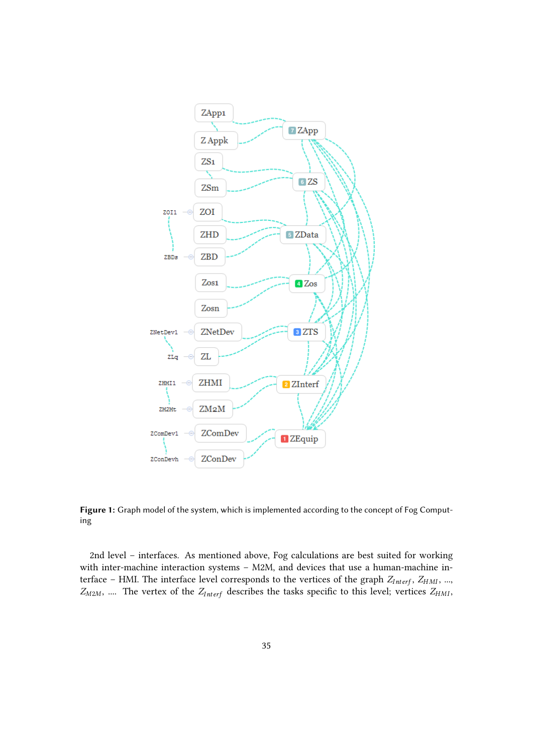**Figure 1:** Graph model of the system, which is implemented according to the concept of Fog Computing

2nd level – interfaces. As mentioned above, Fog calculations are best suited for working with inter-machine interaction systems – M2M, and devices that use a human-machine interface – HMI. The interface level corresponds to the vertices of the graph $Z_{Interf}$, $Z_{HMI}$, ..., $Z_{M2M}$, .... The vertex of the $Z_{Interf}$ describes the tasks specific to this level; vertices $Z_{HMI}$,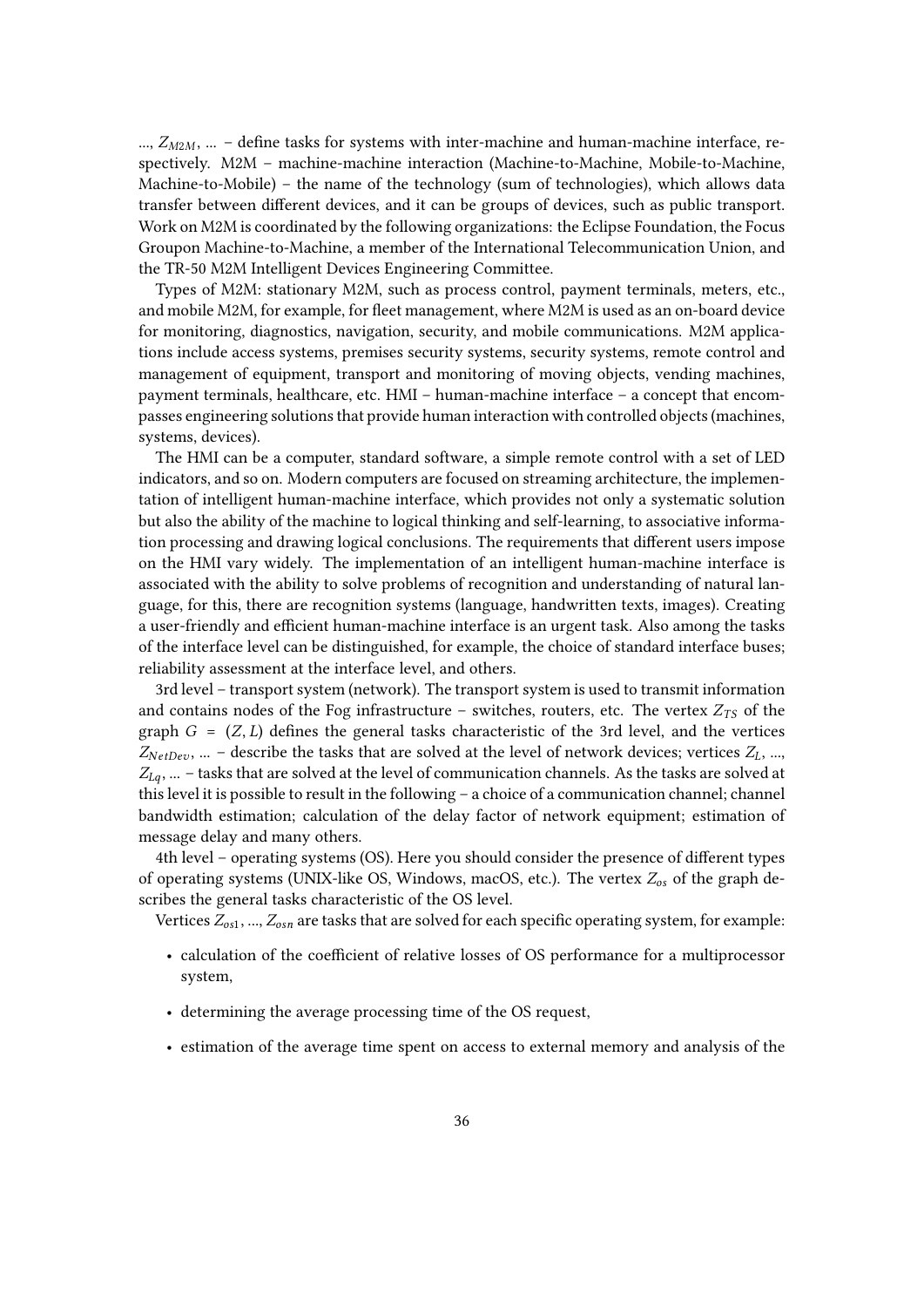..., $Z_{M2M}$, ... – define tasks for systems with inter-machine and human-machine interface, respectively. M2M – machine-machine interaction (Machine-to-Machine, Mobile-to-Machine, Machine-to-Mobile) – the name of the technology (sum of technologies), which allows data transfer between different devices, and it can be groups of devices, such as public transport. Work on M2M is coordinated by the following organizations: the Eclipse Foundation, the Focus Groupon Machine-to-Machine, a member of the International Telecommunication Union, and the TR-50 M2M Intelligent Devices Engineering Committee.

Types of M2M: stationary M2M, such as process control, payment terminals, meters, etc., and mobile M2M, for example, for fleet management, where M2M is used as an on-board device for monitoring, diagnostics, navigation, security, and mobile communications. M2M applications include access systems, premises security systems, security systems, remote control and management of equipment, transport and monitoring of moving objects, vending machines, payment terminals, healthcare, etc. HMI – human-machine interface – a concept that encompasses engineering solutions that provide human interaction with controlled objects (machines, systems, devices).

The HMI can be a computer, standard software, a simple remote control with a set of LED indicators, and so on. Modern computers are focused on streaming architecture, the implementation of intelligent human-machine interface, which provides not only a systematic solution but also the ability of the machine to logical thinking and self-learning, to associative information processing and drawing logical conclusions. The requirements that different users impose on the HMI vary widely. The implementation of an intelligent human-machine interface is associated with the ability to solve problems of recognition and understanding of natural language, for this, there are recognition systems (language, handwritten texts, images). Creating a user-friendly and efficient human-machine interface is an urgent task. Also among the tasks of the interface level can be distinguished, for example, the choice of standard interface buses; reliability assessment at the interface level, and others.

3rd level – transport system (network). The transport system is used to transmit information and contains nodes of the Fog infrastructure – switches, routers, etc. The vertex $Z_{TS}$ of the graph $G = (Z, L)$ defines the general tasks characteristic of the 3rd level, and the vertices $Z_{NetDev}$, ... – describe the tasks that are solved at the level of network devices; vertices $Z_L$, ..., $Z_{Lq}$, ... – tasks that are solved at the level of communication channels. As the tasks are solved at this level it is possible to result in the following – a choice of a communication channel; channel bandwidth estimation; calculation of the delay factor of network equipment; estimation of message delay and many others.

4th level – operating systems (OS). Here you should consider the presence of different types of operating systems (UNIX-like OS, Windows, macOS, etc.). The vertex $Z_{os}$ of the graph describes the general tasks characteristic of the OS level.

Vertices $Z_{os1}$, ..., $Z_{osn}$ are tasks that are solved for each specific operating system, for example:

- calculation of the coefficient of relative losses of OS performance for a multiprocessor system,
- determining the average processing time of the OS request,
- estimation of the average time spent on access to external memory and analysis of the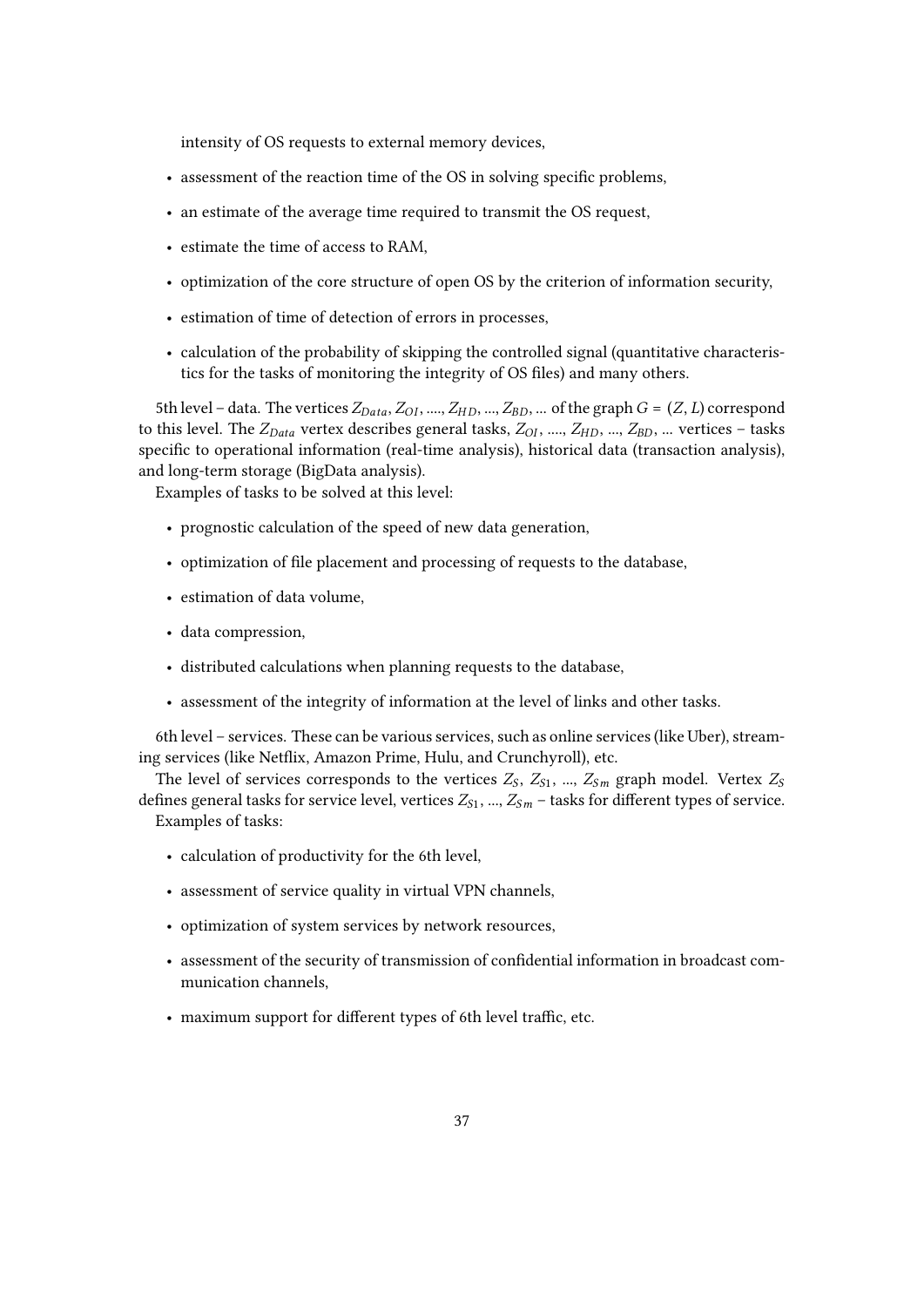intensity of OS requests to external memory devices,

- assessment of the reaction time of the OS in solving specific problems,
- an estimate of the average time required to transmit the OS request,
- estimate the time of access to RAM,
- optimization of the core structure of open OS by the criterion of information security,
- estimation of time of detection of errors in processes,
- calculation of the probability of skipping the controlled signal (quantitative characteristics for the tasks of monitoring the integrity of OS files) and many others.

5th level – data. The vertices $Z_{Data}$, $Z_{OI}$, ...., $Z_{HD}$, ..., $Z_{BD}$, ... of the graph $G = (Z, L)$ correspond to this level. The $Z_{Data}$ vertex describes general tasks, $Z_{OI}$, ...., $Z_{HD}$, ..., $Z_{BD}$, ... vertices – tasks specific to operational information (real-time analysis), historical data (transaction analysis), and long-term storage (BigData analysis).

Examples of tasks to be solved at this level:

- prognostic calculation of the speed of new data generation,
- optimization of file placement and processing of requests to the database,
- estimation of data volume,
- data compression,
- distributed calculations when planning requests to the database,
- assessment of the integrity of information at the level of links and other tasks.

6th level – services. These can be various services, such as online services (like Uber), streaming services (like Netflix, Amazon Prime, Hulu, and Crunchyroll), etc.

The level of services corresponds to the vertices $Z_S$, $Z_{S1}$, ..., $Z_{Sm}$ graph model. Vertex $Z_S$ defines general tasks for service level, vertices $Z_{S1}$, ..., $Z_{Sm}$ – tasks for different types of service.

Examples of tasks:

- calculation of productivity for the 6th level,
- assessment of service quality in virtual VPN channels,
- optimization of system services by network resources,
- assessment of the security of transmission of confidential information in broadcast communication channels,
- maximum support for different types of 6th level traffic, etc.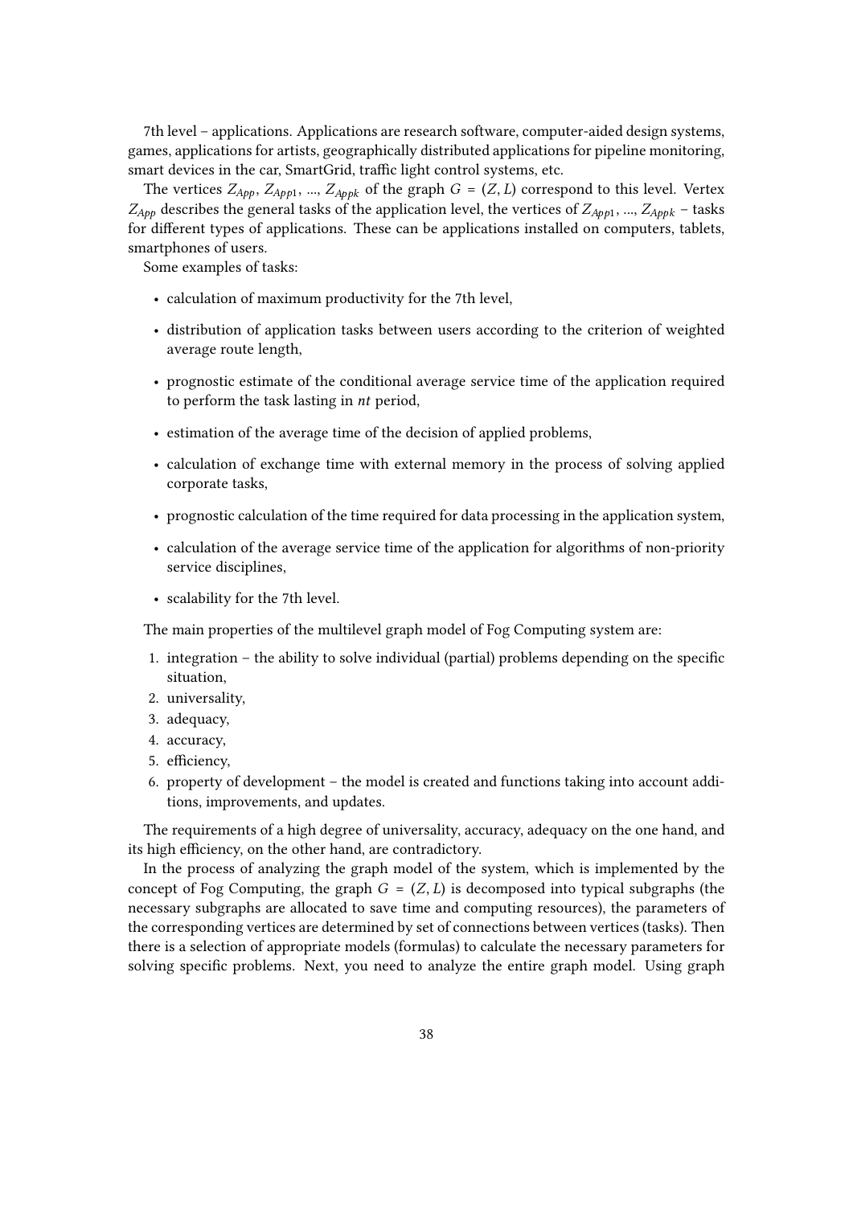7th level – applications. Applications are research software, computer-aided design systems, games, applications for artists, geographically distributed applications for pipeline monitoring, smart devices in the car, SmartGrid, traffic light control systems, etc.

The vertices $Z_{App}$, $Z_{App1}$, ..., $Z_{Appk}$ of the graph $G = (Z, L)$ correspond to this level. Vertex $Z_{App}$ describes the general tasks of the application level, the vertices of $Z_{App1}$, ..., $Z_{Appk}$ – tasks for different types of applications. These can be applications installed on computers, tablets, smartphones of users.

Some examples of tasks:

- calculation of maximum productivity for the 7th level,
- distribution of application tasks between users according to the criterion of weighted average route length,
- prognostic estimate of the conditional average service time of the application required to perform the task lasting in *nt* period,
- estimation of the average time of the decision of applied problems,
- calculation of exchange time with external memory in the process of solving applied corporate tasks,
- prognostic calculation of the time required for data processing in the application system,
- calculation of the average service time of the application for algorithms of non-priority service disciplines,
- scalability for the 7th level.

The main properties of the multilevel graph model of Fog Computing system are:

1. integration – the ability to solve individual (partial) problems depending on the specific situation,
2. universality,
3. adequacy,
4. accuracy,
5. efficiency,
6. property of development – the model is created and functions taking into account additions, improvements, and updates.

The requirements of a high degree of universality, accuracy, adequacy on the one hand, and its high efficiency, on the other hand, are contradictory.

In the process of analyzing the graph model of the system, which is implemented by the concept of Fog Computing, the graph $G = (Z, L)$ is decomposed into typical subgraphs (the necessary subgraphs are allocated to save time and computing resources), the parameters of the corresponding vertices are determined by set of connections between vertices (tasks). Then there is a selection of appropriate models (formulas) to calculate the necessary parameters for solving specific problems. Next, you need to analyze the entire graph model. Using graph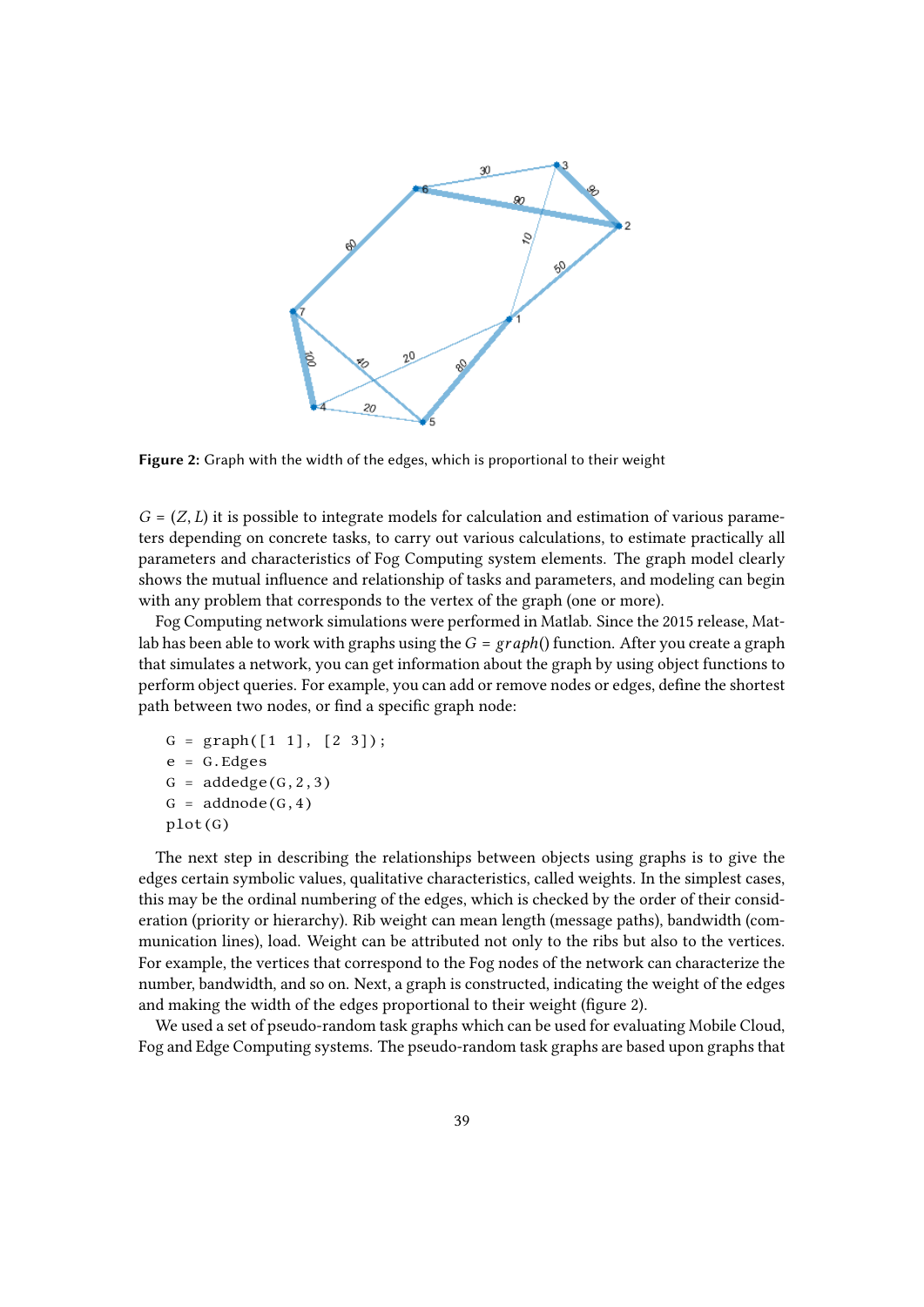Figure 2: Graph with the width of the edges, which is proportional to their weight

$G = (Z, L)$ it is possible to integrate models for calculation and estimation of various parameters depending on concrete tasks, to carry out various calculations, to estimate practically all parameters and characteristics of Fog Computing system elements. The graph model clearly shows the mutual influence and relationship of tasks and parameters, and modeling can begin with any problem that corresponds to the vertex of the graph (one or more).

Fog Computing network simulations were performed in Matlab. Since the 2015 release, Matlab has been able to work with graphs using the $G = graph()$ function. After you create a graph that simulates a network, you can get information about the graph by using object functions to perform object queries. For example, you can add or remove nodes or edges, define the shortest path between two nodes, or find a specific graph node:

```
G = graph([1 1], [2 3]);
e = G.Edges
G = addedge(G,2,3)
G = addnode(G,4)
plot(G)
```

The next step in describing the relationships between objects using graphs is to give the edges certain symbolic values, qualitative characteristics, called weights. In the simplest cases, this may be the ordinal numbering of the edges, which is checked by the order of their consideration (priority or hierarchy). Rib weight can mean length (message paths), bandwidth (communication lines), load. Weight can be attributed not only to the ribs but also to the vertices. For example, the vertices that correspond to the Fog nodes of the network can characterize the number, bandwidth, and so on. Next, a graph is constructed, indicating the weight of the edges and making the width of the edges proportional to their weight (figure 2).

We used a set of pseudo-random task graphs which can be used for evaluating Mobile Cloud, Fog and Edge Computing systems. The pseudo-random task graphs are based upon graphs that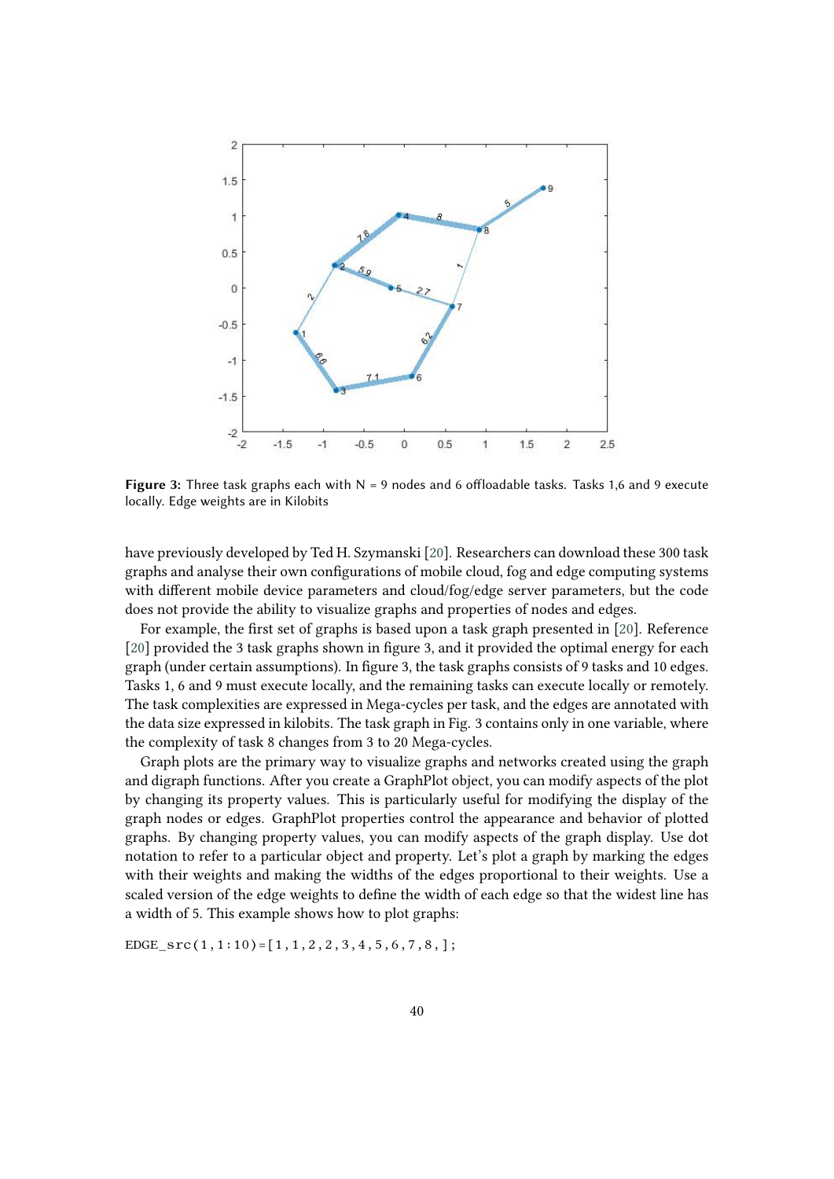**Figure 3:** Three task graphs each with N = 9 nodes and 6 offloadable tasks. Tasks 1,6 and 9 execute locally. Edge weights are in Kilobits

have previously developed by Ted H. Szymanski [20]. Researchers can download these 300 task graphs and analyse their own configurations of mobile cloud, fog and edge computing systems with different mobile device parameters and cloud/fog/edge server parameters, but the code does not provide the ability to visualize graphs and properties of nodes and edges.

For example, the first set of graphs is based upon a task graph presented in [20]. Reference [20] provided the 3 task graphs shown in figure 3, and it provided the optimal energy for each graph (under certain assumptions). In figure 3, the task graphs consists of 9 tasks and 10 edges. Tasks 1, 6 and 9 must execute locally, and the remaining tasks can execute locally or remotely. The task complexities are expressed in Mega-cycles per task, and the edges are annotated with the data size expressed in kilobits. The task graph in Fig. 3 contains only in one variable, where the complexity of task 8 changes from 3 to 20 Mega-cycles.

Graph plots are the primary way to visualize graphs and networks created using the graph and digraph functions. After you create a GraphPlot object, you can modify aspects of the plot by changing its property values. This is particularly useful for modifying the display of the graph nodes or edges. GraphPlot properties control the appearance and behavior of plotted graphs. By changing property values, you can modify aspects of the graph display. Use dot notation to refer to a particular object and property. Let's plot a graph by marking the edges with their weights and making the widths of the edges proportional to their weights. Use a scaled version of the edge weights to define the width of each edge so that the widest line has a width of 5. This example shows how to plot graphs:

```
EDGE_src(1,1:10)=[1,1,2,2,3,4,5,6,7,8,];
```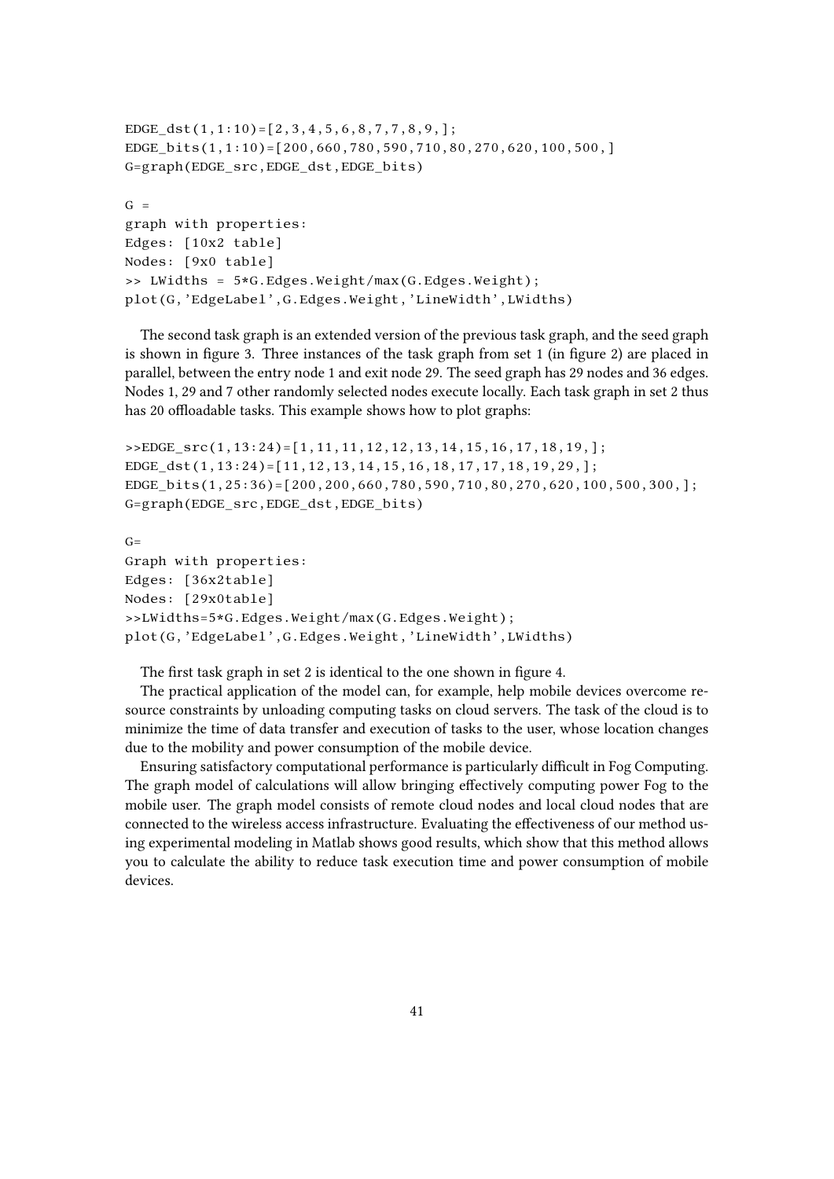```
EDGE_dst(1,1:10)=[2,3,4,5,6,8,7,7,8,9,];
EDGE_bits(1,1:10)=[200,660,780,590,710,80,270,620,100,500,]
G=graph(EDGE_src,EDGE_dst,EDGE_bits)

G =
graph with properties:
Edges: [10x2 table]
Nodes: [9x0 table]
>> LWidths = 5*G.Edges.Weight/max(G.Edges.Weight);
plot(G,'EdgeLabel',G.Edges.Weight,'LineWidth',LWidths)
```

The second task graph is an extended version of the previous task graph, and the seed graph is shown in figure 3. Three instances of the task graph from set 1 (in figure 2) are placed in parallel, between the entry node 1 and exit node 29. The seed graph has 29 nodes and 36 edges. Nodes 1, 29 and 7 other randomly selected nodes execute locally. Each task graph in set 2 thus has 20 offloadable tasks. This example shows how to plot graphs:

```
>>EDGE_src(1,13:24)=[1,11,11,12,12,13,14,15,16,17,18,19,];
EDGE_dst(1,13:24)=[11,12,13,14,15,16,18,17,17,18,19,29,];
EDGE_bits(1,25:36)=[200,200,660,780,590,710,80,270,620,100,500,300,];
G=graph(EDGE_src,EDGE_dst,EDGE_bits)

G=
Graph with properties:
Edges: [36x2table]
Nodes: [29x0table]
>>LWidths=5*G.Edges.Weight/max(G.Edges.Weight);
plot(G,'EdgeLabel',G.Edges.Weight,'LineWidth',LWidths)
```

The first task graph in set 2 is identical to the one shown in figure 4.

The practical application of the model can, for example, help mobile devices overcome resource constraints by unloading computing tasks on cloud servers. The task of the cloud is to minimize the time of data transfer and execution of tasks to the user, whose location changes due to the mobility and power consumption of the mobile device.

Ensuring satisfactory computational performance is particularly difficult in Fog Computing. The graph model of calculations will allow bringing effectively computing power Fog to the mobile user. The graph model consists of remote cloud nodes and local cloud nodes that are connected to the wireless access infrastructure. Evaluating the effectiveness of our method using experimental modeling in Matlab shows good results, which show that this method allows you to calculate the ability to reduce task execution time and power consumption of mobile devices.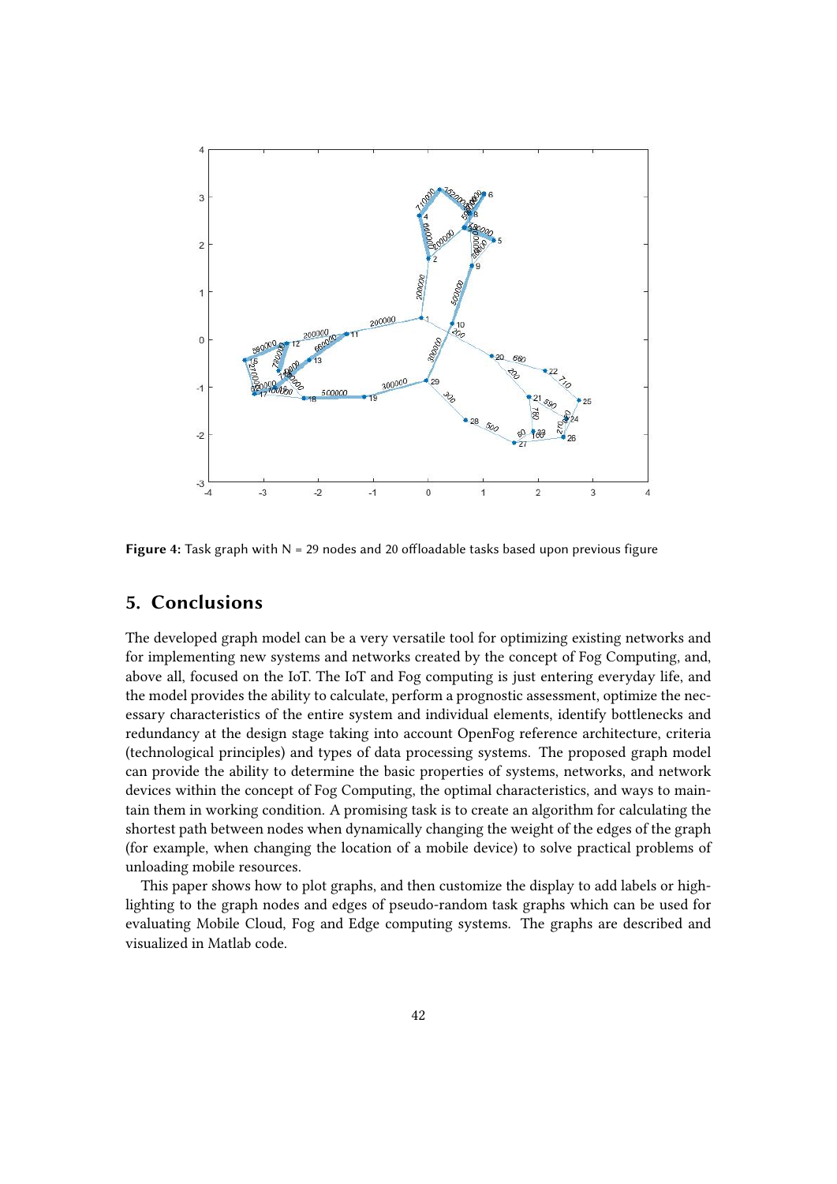**Figure 4:** Task graph with N = 29 nodes and 20 offloadable tasks based upon previous figure

## 5. Conclusions

The developed graph model can be a very versatile tool for optimizing existing networks and for implementing new systems and networks created by the concept of Fog Computing, and, above all, focused on the IoT. The IoT and Fog computing is just entering everyday life, and the model provides the ability to calculate, perform a prognostic assessment, optimize the necessary characteristics of the entire system and individual elements, identify bottlenecks and redundancy at the design stage taking into account OpenFog reference architecture, criteria (technological principles) and types of data processing systems. The proposed graph model can provide the ability to determine the basic properties of systems, networks, and network devices within the concept of Fog Computing, the optimal characteristics, and ways to maintain them in working condition. A promising task is to create an algorithm for calculating the shortest path between nodes when dynamically changing the weight of the edges of the graph (for example, when changing the location of a mobile device) to solve practical problems of unloading mobile resources.

This paper shows how to plot graphs, and then customize the display to add labels or highlighting to the graph nodes and edges of pseudo-random task graphs which can be used for evaluating Mobile Cloud, Fog and Edge computing systems. The graphs are described and visualized in Matlab code.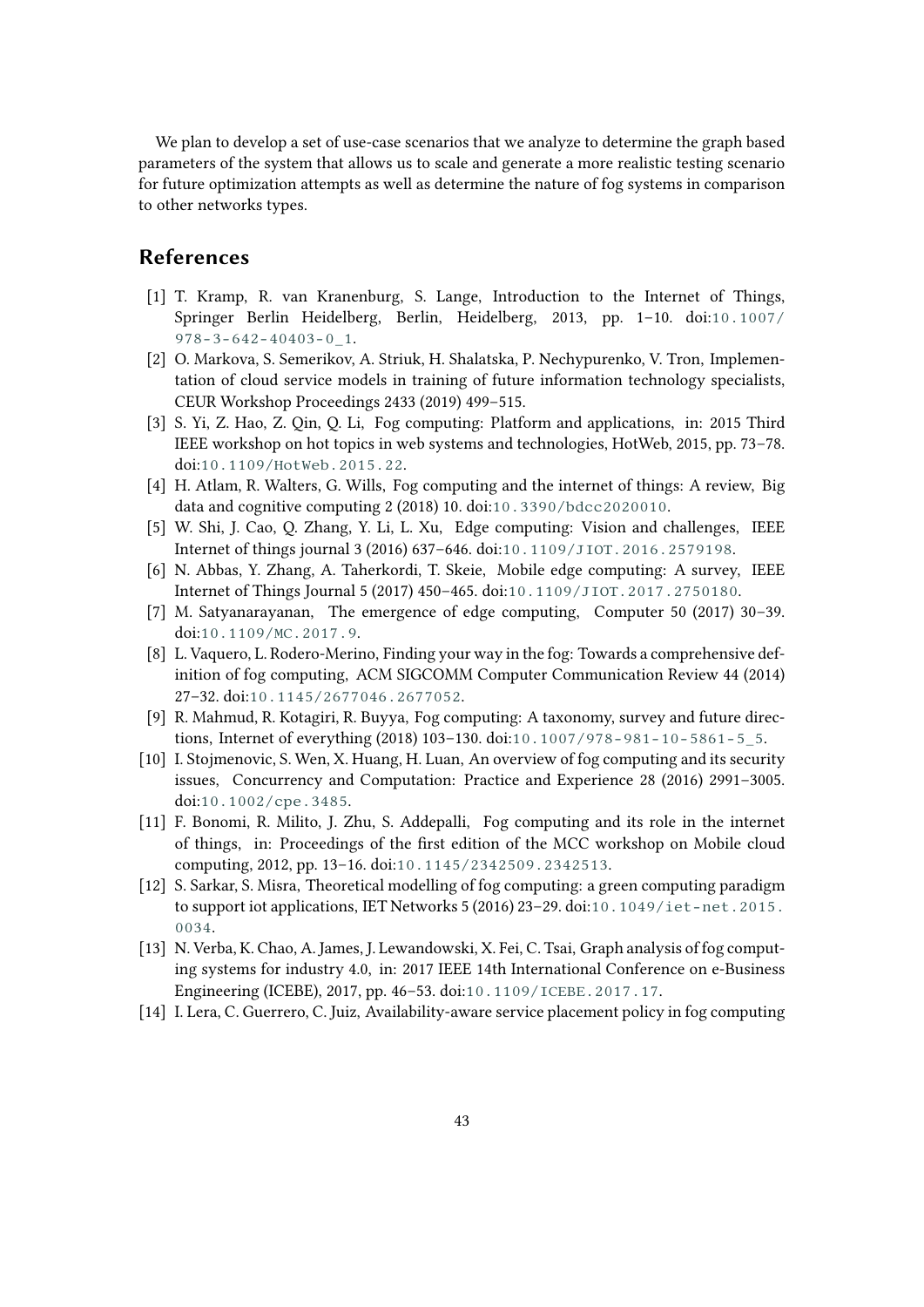We plan to develop a set of use-case scenarios that we analyze to determine the graph based parameters of the system that allows us to scale and generate a more realistic testing scenario for future optimization attempts as well as determine the nature of fog systems in comparison to other networks types.

## References

[1] T. Kramp, R. van Kranenburg, S. Lange, Introduction to the Internet of Things, Springer Berlin Heidelberg, Berlin, Heidelberg, 2013, pp. 1–10. doi:10.1007/978-3-642-40403-0_1.

[2] O. Markova, S. Semerikov, A. Striuk, H. Shalatska, P. Nechypurenko, V. Tron, Implementation of cloud service models in training of future information technology specialists, CEUR Workshop Proceedings 2433 (2019) 499–515.

[3] S. Yi, Z. Hao, Z. Qin, Q. Li, Fog computing: Platform and applications, in: 2015 Third IEEE workshop on hot topics in web systems and technologies, HotWeb, 2015, pp. 73–78. doi:10.1109/HotWeb.2015.22.

[4] H. Atlam, R. Walters, G. Wills, Fog computing and the internet of things: A review, Big data and cognitive computing 2 (2018) 10. doi:10.3390/bdcc2020010.

[5] W. Shi, J. Cao, Q. Zhang, Y. Li, L. Xu, Edge computing: Vision and challenges, IEEE Internet of things journal 3 (2016) 637–646. doi:10.1109/JIOT.2016.2579198.

[6] N. Abbas, Y. Zhang, A. Taherkordi, T. Skeie, Mobile edge computing: A survey, IEEE Internet of Things Journal 5 (2017) 450–465. doi:10.1109/JIOT.2017.2750180.

[7] M. Satyanarayanan, The emergence of edge computing, Computer 50 (2017) 30–39. doi:10.1109/MC.2017.9.

[8] L. Vaquero, L. Rodero-Merino, Finding your way in the fog: Towards a comprehensive definition of fog computing, ACM SIGCOMM Computer Communication Review 44 (2014) 27–32. doi:10.1145/2677046.2677052.

[9] R. Mahmud, R. Kotagiri, R. Buyya, Fog computing: A taxonomy, survey and future directions, Internet of everything (2018) 103–130. doi:10.1007/978-981-10-5861-5_5.

[10] I. Stojmenovic, S. Wen, X. Huang, H. Luan, An overview of fog computing and its security issues, Concurrency and Computation: Practice and Experience 28 (2016) 2991–3005. doi:10.1002/cpe.3485.

[11] F. Bonomi, R. Milito, J. Zhu, S. Addepalli, Fog computing and its role in the internet of things, in: Proceedings of the first edition of the MCC workshop on Mobile cloud computing, 2012, pp. 13–16. doi:10.1145/2342509.2342513.

[12] S. Sarkar, S. Misra, Theoretical modelling of fog computing: a green computing paradigm to support iot applications, IET Networks 5 (2016) 23–29. doi:10.1049/iet-net.2015.0034.

[13] N. Verba, K. Chao, A. James, J. Lewandowski, X. Fei, C. Tsai, Graph analysis of fog computing systems for industry 4.0, in: 2017 IEEE 14th International Conference on e-Business Engineering (ICEBE), 2017, pp. 46–53. doi:10.1109/ICEBE.2017.17.

[14] I. Lera, C. Guerrero, C. Juiz, Availability-aware service placement policy in fog computing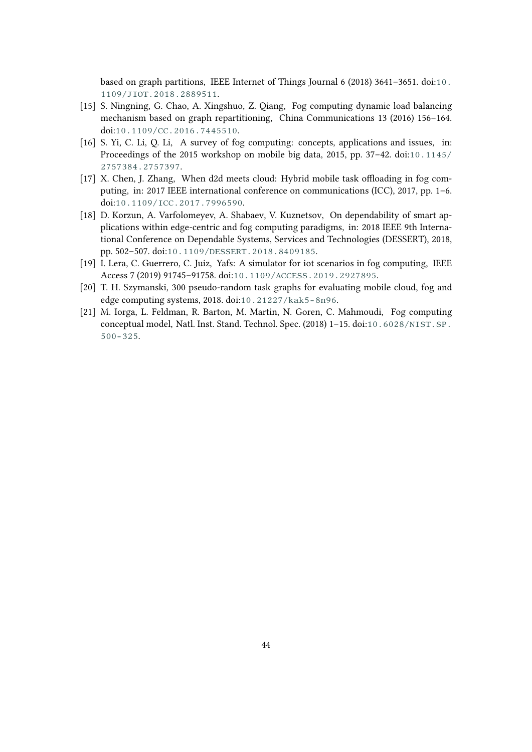based on graph partitions, IEEE Internet of Things Journal 6 (2018) 3641–3651. doi:10.1109/JIOT.2018.2889511.

[15] S. Ningning, G. Chao, A. Xingshuo, Z. Qiang, Fog computing dynamic load balancing mechanism based on graph repartitioning, China Communications 13 (2016) 156–164. doi:10.1109/CC.2016.7445510.

[16] S. Yi, C. Li, Q. Li, A survey of fog computing: concepts, applications and issues, in: Proceedings of the 2015 workshop on mobile big data, 2015, pp. 37–42. doi:10.1145/2757384.2757397.

[17] X. Chen, J. Zhang, When d2d meets cloud: Hybrid mobile task offloading in fog computing, in: 2017 IEEE international conference on communications (ICC), 2017, pp. 1–6. doi:10.1109/ICC.2017.7996590.

[18] D. Korzun, A. Varfolomeyev, A. Shabaev, V. Kuznetsov, On dependability of smart applications within edge-centric and fog computing paradigms, in: 2018 IEEE 9th International Conference on Dependable Systems, Services and Technologies (DESSERT), 2018, pp. 502–507. doi:10.1109/DESSERT.2018.8409185.

[19] I. Lera, C. Guerrero, C. Juiz, Yafs: A simulator for iot scenarios in fog computing, IEEE Access 7 (2019) 91745–91758. doi:10.1109/ACCESS.2019.2927895.

[20] T. H. Szymanski, 300 pseudo-random task graphs for evaluating mobile cloud, fog and edge computing systems, 2018. doi:10.21227/kak5-8n96.

[21] M. Iorga, L. Feldman, R. Barton, M. Martin, N. Goren, C. Mahmoudi, Fog computing conceptual model, Natl. Inst. Stand. Technol. Spec. (2018) 1–15. doi:10.6028/NIST.SP.500-325.